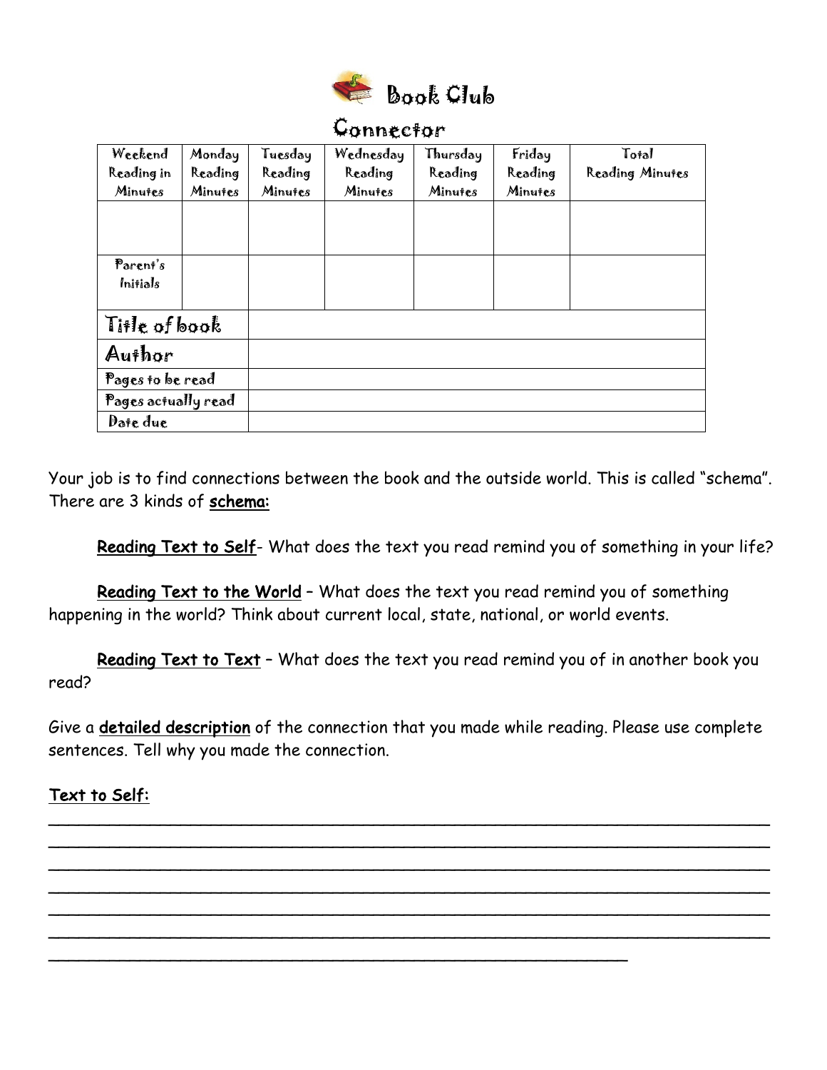# Book Club

## Connector

| Weekend Reading in Minutes | Monday Reading Minutes | Tuesday Reading Minutes | Wednesday Reading Minutes | Thursday Reading Minutes | Friday Reading Minutes | Total Reading Minutes |
|---|---|---|---|---|---|---|
| | | | | | | |
| Parent's Initials | | | | | | |
| Title of book | | | | | | |
| Author | | | | | | |
| Pages to be read | | | | | | |
| Pages actually read | | | | | | |
| Date due | | | | | | |

Your job is to find connections between the book and the outside world. This is called "schema". There are 3 kinds of **schema:**

**Reading Text to Self**- What does the text you read remind you of something in your life?

**Reading Text to the World** – What does the text you read remind you of something happening in the world? Think about current local, state, national, or world events.

**Reading Text to Text** – What does the text you read remind you of in another book you read?

Give a **detailed description** of the connection that you made while reading. Please use complete sentences. Tell why you made the connection.

**Text to Self:**

_______________________________________________________________________

_______________________________________________________________________

_______________________________________________________________________

_______________________________________________________________________

_______________________________________________________________________

_______________________________________________________________________

_______________________________________________________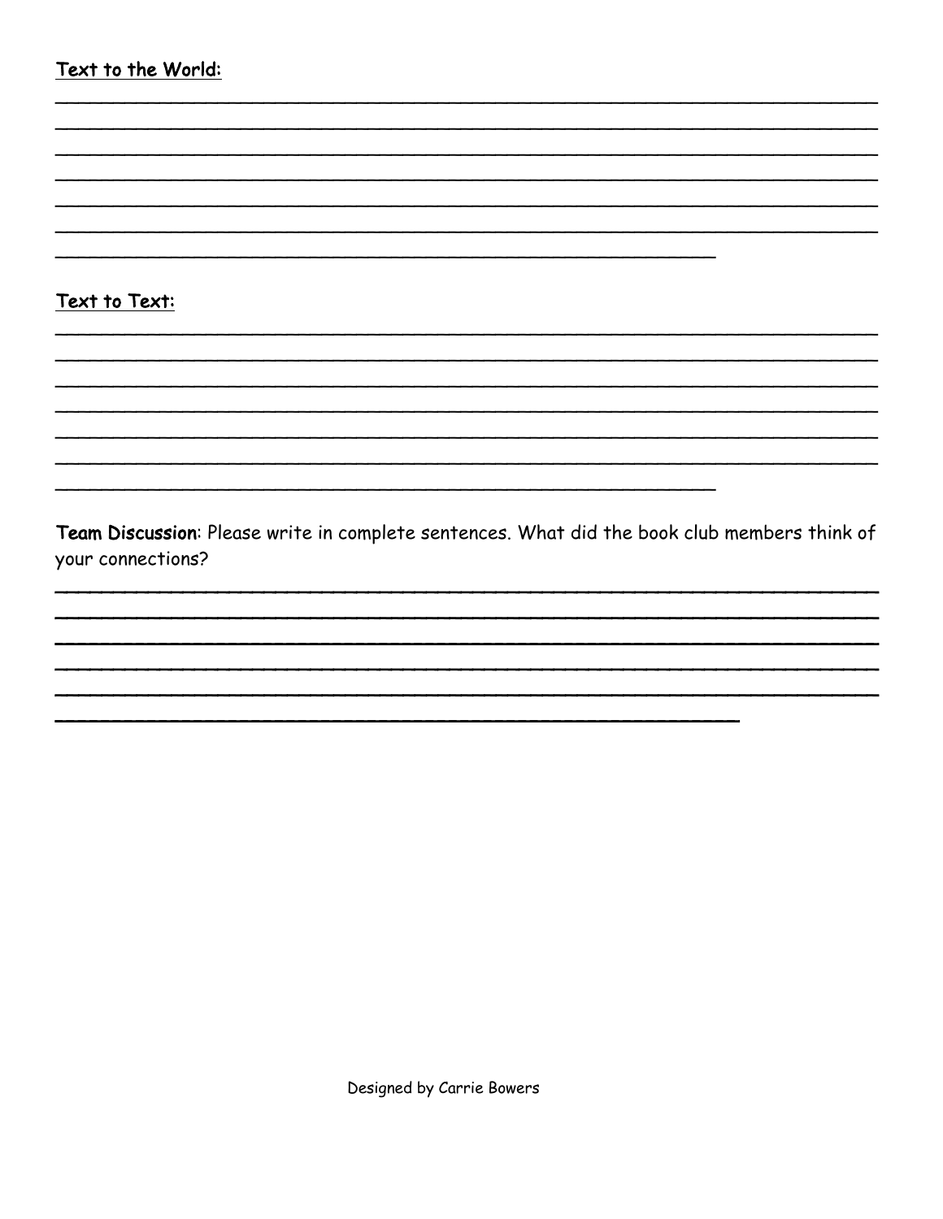**<u>Text to the World:</u>**

**<u>Text to Text:</u>**

**Team Discussion**: Please write in complete sentences. What did the book club members think of your connections?

Designed by Carrie Bowers